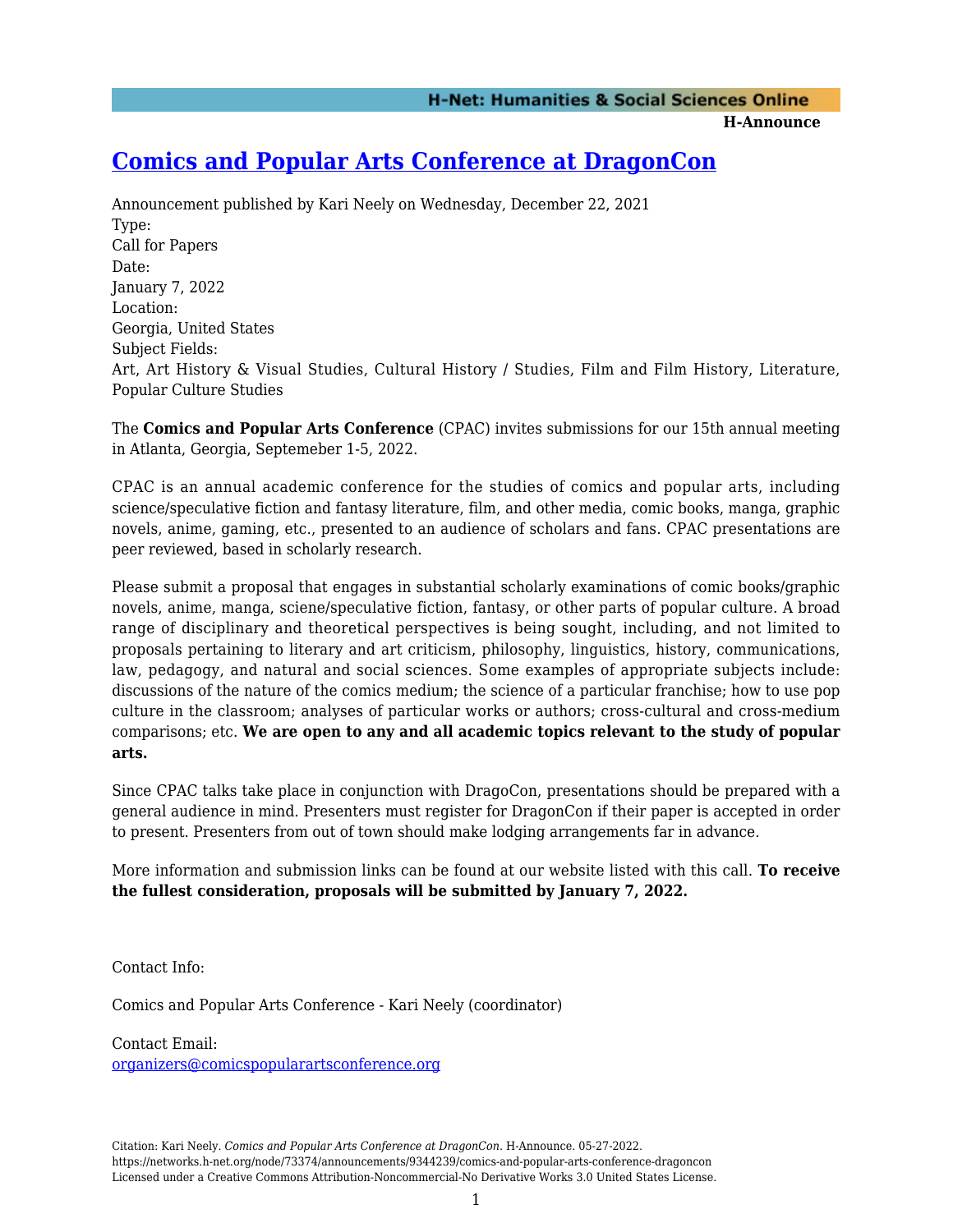# [Comics and Popular Arts Conference at DragonCon](#)

Announcement published by Kari Neely on Wednesday, December 22, 2021

Type:
Call for Papers

Date:
January 7, 2022

Location:
Georgia, United States

Subject Fields:
Art, Art History & Visual Studies, Cultural History / Studies, Film and Film History, Literature, Popular Culture Studies

The **Comics and Popular Arts Conference** (CPAC) invites submissions for our 15th annual meeting in Atlanta, Georgia, Septemeber 1-5, 2022.

CPAC is an annual academic conference for the studies of comics and popular arts, including science/speculative fiction and fantasy literature, film, and other media, comic books, manga, graphic novels, anime, gaming, etc., presented to an audience of scholars and fans. CPAC presentations are peer reviewed, based in scholarly research.

Please submit a proposal that engages in substantial scholarly examinations of comic books/graphic novels, anime, manga, sciene/speculative fiction, fantasy, or other parts of popular culture. A broad range of disciplinary and theoretical perspectives is being sought, including, and not limited to proposals pertaining to literary and art criticism, philosophy, linguistics, history, communications, law, pedagogy, and natural and social sciences. Some examples of appropriate subjects include: discussions of the nature of the comics medium; the science of a particular franchise; how to use pop culture in the classroom; analyses of particular works or authors; cross-cultural and cross-medium comparisons; etc. **We are open to any and all academic topics relevant to the study of popular arts.**

Since CPAC talks take place in conjunction with DragoCon, presentations should be prepared with a general audience in mind. Presenters must register for DragonCon if their paper is accepted in order to present. Presenters from out of town should make lodging arrangements far in advance.

More information and submission links can be found at our website listed with this call. **To receive the fullest consideration, proposals will be submitted by January 7, 2022.**

Contact Info:

Comics and Popular Arts Conference - Kari Neely (coordinator)

Contact Email:
organizers@comicspopularartsconference.org

Citation: Kari Neely. *Comics and Popular Arts Conference at DragonCon*. H-Announce. 05-27-2022.
https://networks.h-net.org/node/73374/announcements/9344239/comics-and-popular-arts-conference-dragoncon
Licensed under a Creative Commons Attribution-Noncommercial-No Derivative Works 3.0 United States License.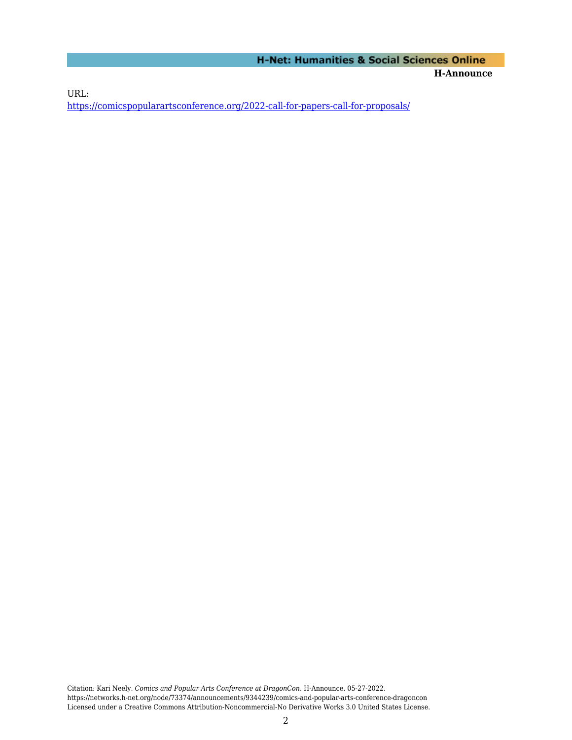URL:
https://comicspopularartsconference.org/2022-call-for-papers-call-for-proposals/